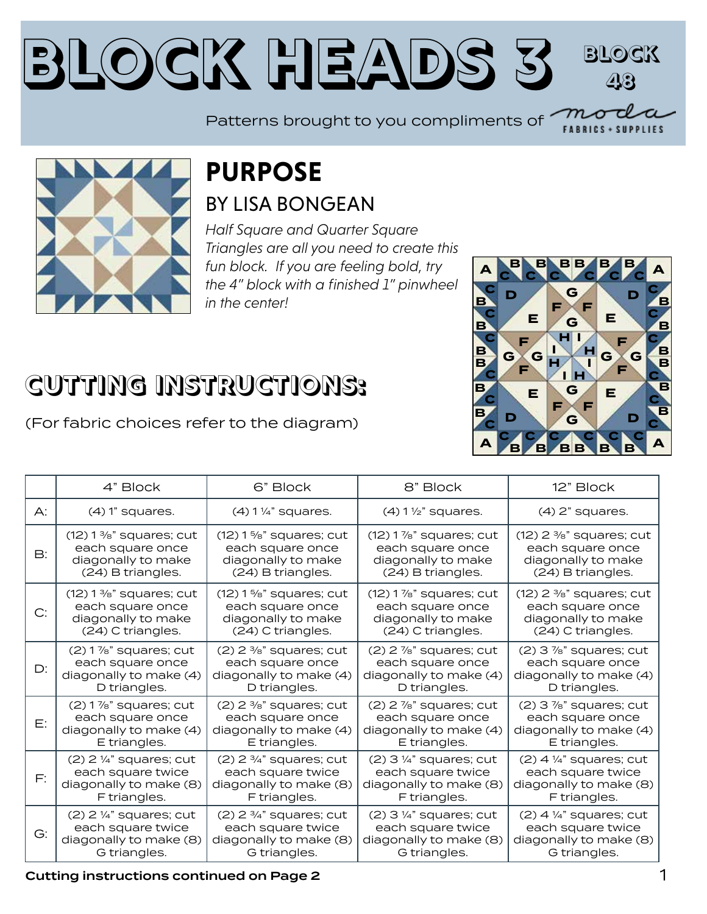# BLOCK HEADS 3

**BLOCK 48**

Patterns brought to you compliments of moda FABRICS + SUPPLIES

## PURPOSE

### BY LISA BONGEAN

*Half Square and Quarter Square Triangles are all you need to create this fun block. If you are feeling bold, try the 4" block with a finished 1" pinwheel in the center!*

## CUTTING INSTRUCTIONS:

(For fabric choices refer to the diagram)

| | 4" Block | 6" Block | 8" Block | 12" Block |
|---|---|---|---|---|
| A: | (4) 1" squares. | (4) 1 ¼" squares. | (4) 1 ½" squares. | (4) 2" squares. |
| B: | (12) 1 ⅜" squares; cut each square once diagonally to make (24) B triangles. | (12) 1 ⅝" squares; cut each square once diagonally to make (24) B triangles. | (12) 1 ⅞" squares; cut each square once diagonally to make (24) B triangles. | (12) 2 ⅜" squares; cut each square once diagonally to make (24) B triangles. |
| C: | (12) 1 ⅜" squares; cut each square once diagonally to make (24) C triangles. | (12) 1 ⅝" squares; cut each square once diagonally to make (24) C triangles. | (12) 1 ⅞" squares; cut each square once diagonally to make (24) C triangles. | (12) 2 ⅜" squares; cut each square once diagonally to make (24) C triangles. |
| D: | (2) 1 ⅞" squares; cut each square once diagonally to make (4) D triangles. | (2) 2 ⅜" squares; cut each square once diagonally to make (4) D triangles. | (2) 2 ⅞" squares; cut each square once diagonally to make (4) D triangles. | (2) 3 ⅞" squares; cut each square once diagonally to make (4) D triangles. |
| E: | (2) 1 ⅞" squares; cut each square once diagonally to make (4) E triangles. | (2) 2 ⅜" squares; cut each square once diagonally to make (4) E triangles. | (2) 2 ⅞" squares; cut each square once diagonally to make (4) E triangles. | (2) 3 ⅞" squares; cut each square once diagonally to make (4) E triangles. |
| F: | (2) 2 ¼" squares; cut each square twice diagonally to make (8) F triangles. | (2) 2 ¾" squares; cut each square twice diagonally to make (8) F triangles. | (2) 3 ¼" squares; cut each square twice diagonally to make (8) F triangles. | (2) 4 ¼" squares; cut each square twice diagonally to make (8) F triangles. |
| G: | (2) 2 ¼" squares; cut each square twice diagonally to make (8) G triangles. | (2) 2 ¾" squares; cut each square twice diagonally to make (8) G triangles. | (2) 3 ¼" squares; cut each square twice diagonally to make (8) G triangles. | (2) 4 ¼" squares; cut each square twice diagonally to make (8) G triangles. |

**Cutting instructions continued on Page 2**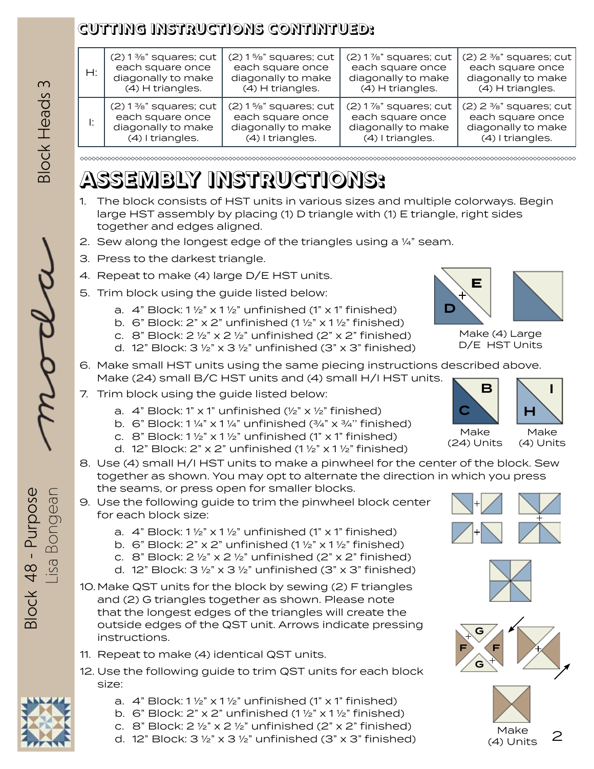## CUTTING INSTRUCTIONS CONTINTUED:

| | | | | |
|---|---|---|---|---|
| H: | (2) 1 ⅜" squares; cut each square once diagonally to make (4) H triangles. | (2) 1 ⅝" squares; cut each square once diagonally to make (4) H triangles. | (2) 1 ⅞" squares; cut each square once diagonally to make (4) H triangles. | (2) 2 ⅜" squares; cut each square once diagonally to make (4) H triangles. |
| I: | (2) 1 ⅜" squares; cut each square once diagonally to make (4) I triangles. | (2) 1 ⅝" squares; cut each square once diagonally to make (4) I triangles. | (2) 1 ⅞" squares; cut each square once diagonally to make (4) I triangles. | (2) 2 ⅜" squares; cut each square once diagonally to make (4) I triangles. |

# ASSEMBLY INSTRUCTIONS:

1. The block consists of HST units in various sizes and multiple colorways. Begin large HST assembly by placing (1) D triangle with (1) E triangle, right sides together and edges aligned.
2. Sew along the longest edge of the triangles using a ¼" seam.
3. Press to the darkest triangle.
4. Repeat to make (4) large D/E HST units.
5. Trim block using the guide listed below:
   a. 4" Block: 1 ½" x 1 ½" unfinished (1" x 1" finished)
   b. 6" Block: 2" x 2" unfinished (1 ½" x 1 ½" finished)
   c. 8" Block: 2 ½" x 2 ½" unfinished (2" x 2" finished)
   d. 12" Block: 3 ½" x 3 ½" unfinished (3" x 3" finished)

Make (4) Large D/E HST Units

6. Make small HST units using the same piecing instructions described above. Make (24) small B/C HST units and (4) small H/I HST units.
7. Trim block using the guide listed below:
   a. 4" Block: 1" x 1" unfinished (½" x ½" finished)
   b. 6" Block: 1 ¼" x 1 ¼" unfinished (¾" x ¾" finished)
   c. 8" Block: 1 ½" x 1 ½" unfinished (1" x 1" finished)
   d. 12" Block: 2" x 2" unfinished (1 ½" x 1 ½" finished)

Make (24) Units

Make (4) Units

8. Use (4) small H/I HST units to make a pinwheel for the center of the block. Sew together as shown. You may opt to alternate the direction in which you press the seams, or press open for smaller blocks.
9. Use the following guide to trim the pinwheel block center for each block size:
   a. 4" Block: 1 ½" x 1 ½" unfinished (1" x 1" finished)
   b. 6" Block: 2" x 2" unfinished (1 ½" x 1 ½" finished)
   c. 8" Block: 2 ½" x 2 ½" unfinished (2" x 2" finished)
   d. 12" Block: 3 ½" x 3 ½" unfinished (3" x 3" finished)
10. Make QST units for the block by sewing (2) F triangles and (2) G triangles together as shown. Please note that the longest edges of the triangles will create the outside edges of the QST unit. Arrows indicate pressing instructions.
11. Repeat to make (4) identical QST units.
12. Use the following guide to trim QST units for each block size:
    a. 4" Block: 1 ½" x 1 ½" unfinished (1" x 1" finished)
    b. 6" Block: 2" x 2" unfinished (1 ½" x 1 ½" finished)
    c. 8" Block: 2 ½" x 2 ½" unfinished (2" x 2" finished)
    d. 12" Block: 3 ½" x 3 ½" unfinished (3" x 3" finished)

Make (4) Units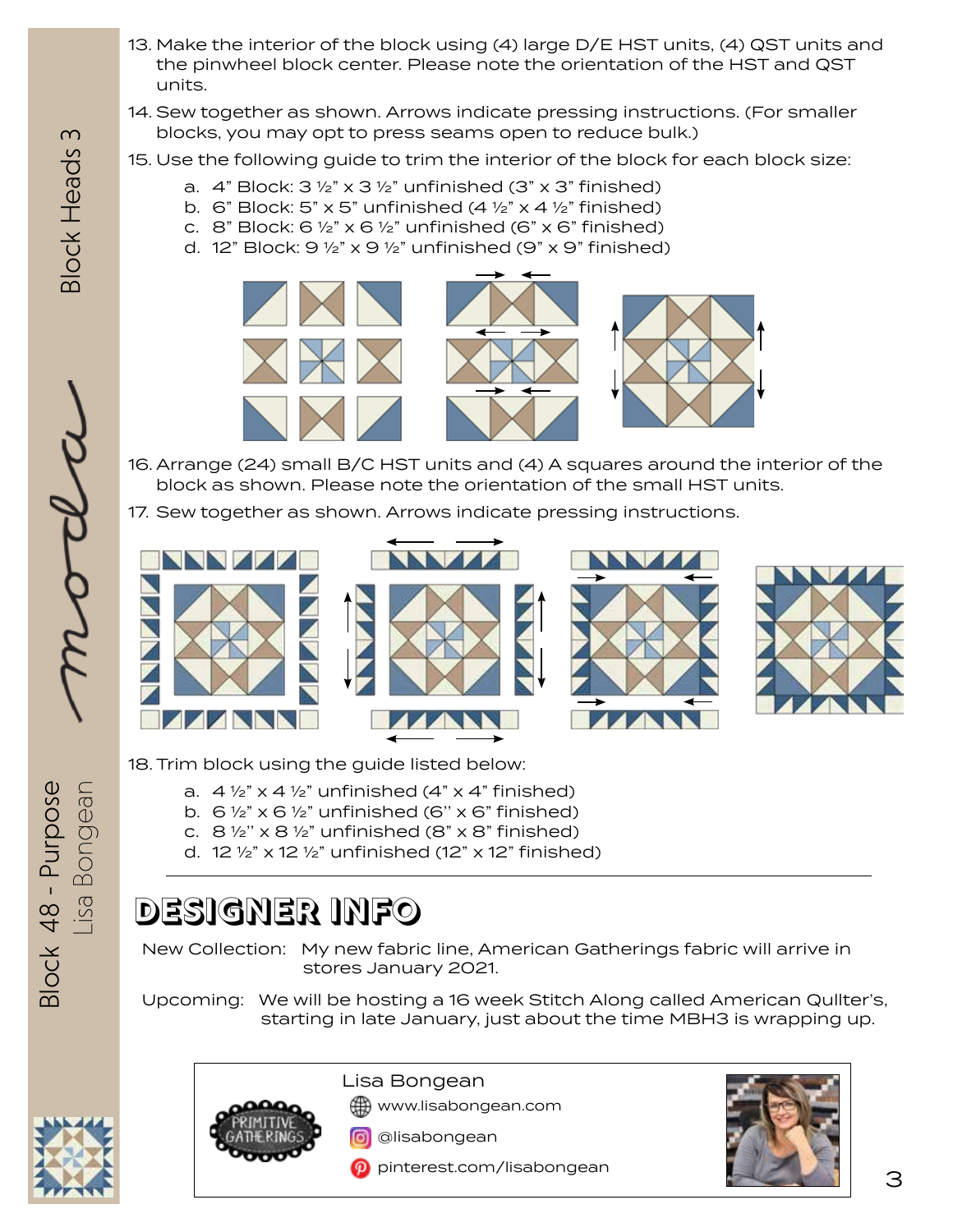13. Make the interior of the block using (4) large D/E HST units, (4) QST units and the pinwheel block center. Please note the orientation of the HST and QST units.
14. Sew together as shown. Arrows indicate pressing instructions. (For smaller blocks, you may opt to press seams open to reduce bulk.)
15. Use the following guide to trim the interior of the block for each block size:
    a. 4" Block: 3 ½" x 3 ½" unfinished (3" x 3" finished)
    b. 6" Block: 5" x 5" unfinished (4 ½" x 4 ½" finished)
    c. 8" Block: 6 ½" x 6 ½" unfinished (6" x 6" finished)
    d. 12" Block: 9 ½" x 9 ½" unfinished (9" x 9" finished)

16. Arrange (24) small B/C HST units and (4) A squares around the interior of the block as shown. Please note the orientation of the small HST units.
17. Sew together as shown. Arrows indicate pressing instructions.

18. Trim block using the guide listed below:
    a. 4 ½" x 4 ½" unfinished (4" x 4" finished)
    b. 6 ½" x 6 ½" unfinished (6" x 6" finished)
    c. 8 ½" x 8 ½" unfinished (8" x 8" finished)
    d. 12 ½" x 12 ½" unfinished (12" x 12" finished)

# DESIGNER INFO

New Collection: My new fabric line, American Gatherings fabric will arrive in stores January 2021.

Upcoming: We will be hosting a 16 week Stitch Along called American Quilter's, starting in late January, just about the time MBH3 is wrapping up.

Lisa Bongean

www.lisabongean.com

@lisabongean

pinterest.com/lisabongean